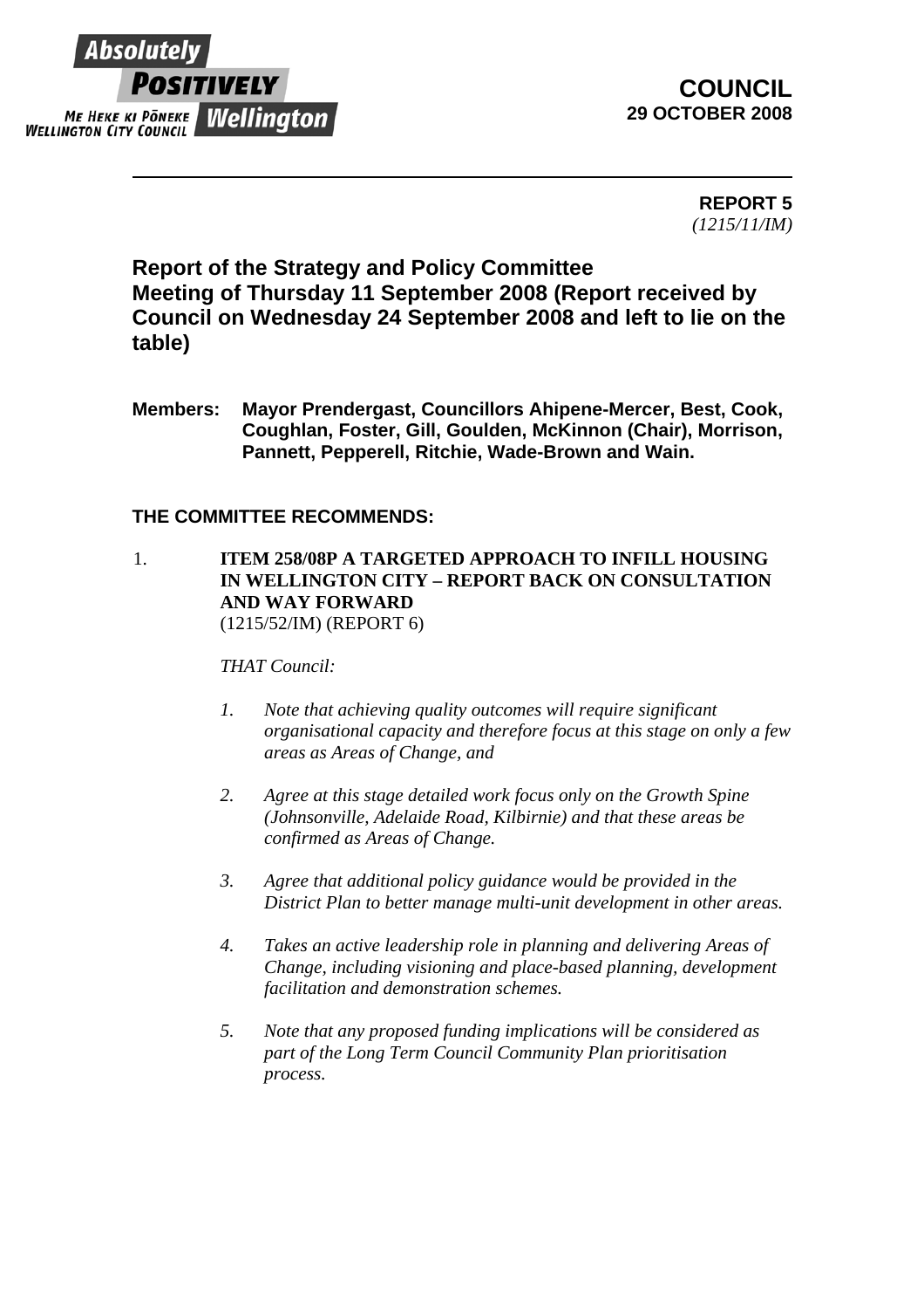Absolutely **POSITIVELY** Wellington
ME HEKE KI PŌNEKE
WELLINGTON CITY COUNCIL

**COUNCIL**
**29 OCTOBER 2008**

**REPORT 5**
*(1215/11/IM)*

## Report of the Strategy and Policy Committee
## Meeting of Thursday 11 September 2008 (Report received by Council on Wednesday 24 September 2008 and left to lie on the table)

**Members: Mayor Prendergast, Councillors Ahipene-Mercer, Best, Cook, Coughlan, Foster, Gill, Goulden, McKinnon (Chair), Morrison, Pannett, Pepperell, Ritchie, Wade-Brown and Wain.**

**THE COMMITTEE RECOMMENDS:**

1. **ITEM 258/08P A TARGETED APPROACH TO INFILL HOUSING IN WELLINGTON CITY – REPORT BACK ON CONSULTATION AND WAY FORWARD**
   (1215/52/IM) (REPORT 6)

   *THAT Council:*

   1. *Note that achieving quality outcomes will require significant organisational capacity and therefore focus at this stage on only a few areas as Areas of Change, and*

   2. *Agree at this stage detailed work focus only on the Growth Spine (Johnsonville, Adelaide Road, Kilbirnie) and that these areas be confirmed as Areas of Change.*

   3. *Agree that additional policy guidance would be provided in the District Plan to better manage multi-unit development in other areas.*

   4. *Takes an active leadership role in planning and delivering Areas of Change, including visioning and place-based planning, development facilitation and demonstration schemes.*

   5. *Note that any proposed funding implications will be considered as part of the Long Term Council Community Plan prioritisation process.*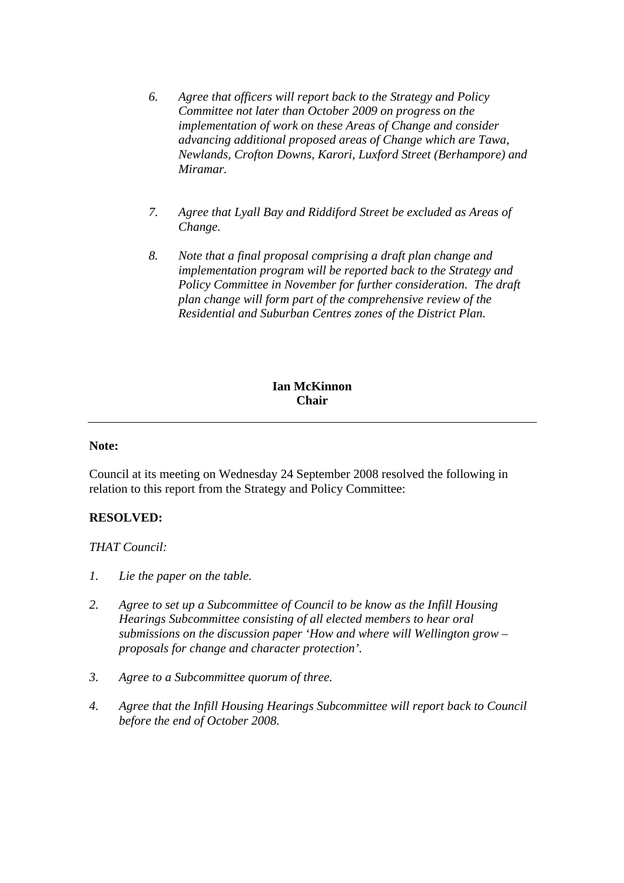6. *Agree that officers will report back to the Strategy and Policy Committee not later than October 2009 on progress on the implementation of work on these Areas of Change and consider advancing additional proposed areas of Change which are Tawa, Newlands, Crofton Downs, Karori, Luxford Street (Berhampore) and Miramar.*

7. *Agree that Lyall Bay and Riddiford Street be excluded as Areas of Change.*

8. *Note that a final proposal comprising a draft plan change and implementation program will be reported back to the Strategy and Policy Committee in November for further consideration. The draft plan change will form part of the comprehensive review of the Residential and Suburban Centres zones of the District Plan.*

**Ian McKinnon**
**Chair**

---

**Note:**

Council at its meeting on Wednesday 24 September 2008 resolved the following in relation to this report from the Strategy and Policy Committee:

**RESOLVED:**

*THAT Council:*

1. *Lie the paper on the table.*

2. *Agree to set up a Subcommittee of Council to be know as the Infill Housing Hearings Subcommittee consisting of all elected members to hear oral submissions on the discussion paper 'How and where will Wellington grow – proposals for change and character protection'.*

3. *Agree to a Subcommittee quorum of three.*

4. *Agree that the Infill Housing Hearings Subcommittee will report back to Council before the end of October 2008.*